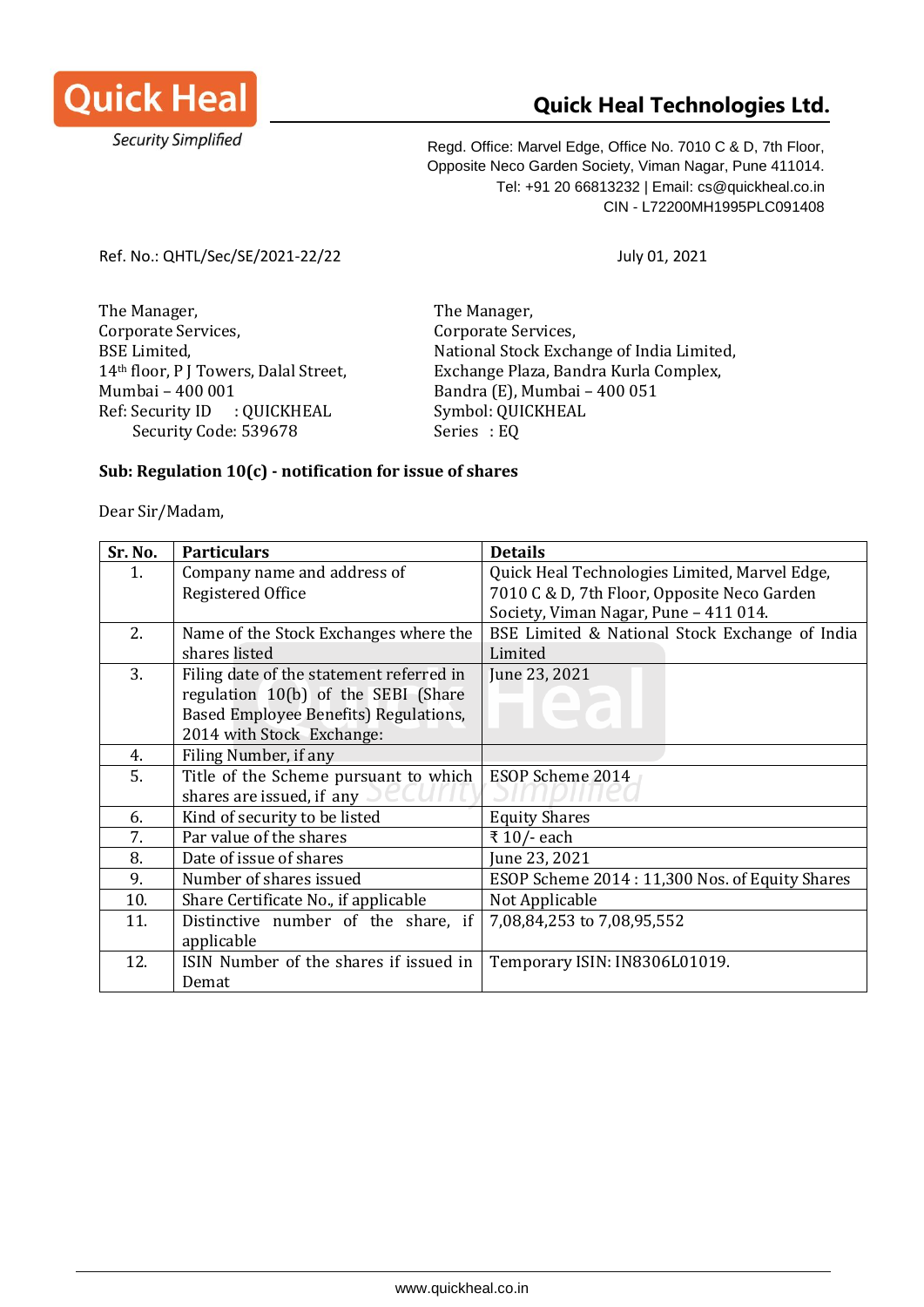**Quick Heal**
*Security Simplified*

## Quick Heal Technologies Ltd.

Regd. Office: Marvel Edge, Office No. 7010 C & D, 7th Floor,
Opposite Neco Garden Society, Viman Nagar, Pune 411014.
Tel: +91 20 66813232 | Email: cs@quickheal.co.in
CIN - L72200MH1995PLC091408

Ref. No.: QHTL/Sec/SE/2021-22/22

July 01, 2021

The Manager,
Corporate Services,
BSE Limited,
14th floor, P J Towers, Dalal Street,
Mumbai – 400 001
Ref: Security ID : QUICKHEAL
Security Code: 539678

The Manager,
Corporate Services,
National Stock Exchange of India Limited,
Exchange Plaza, Bandra Kurla Complex,
Bandra (E), Mumbai – 400 051
Symbol: QUICKHEAL
Series : EQ

**Sub: Regulation 10(c) - notification for issue of shares**

Dear Sir/Madam,

| Sr. No. | Particulars | Details |
|---|---|---|
| 1. | Company name and address of Registered Office | Quick Heal Technologies Limited, Marvel Edge, 7010 C & D, 7th Floor, Opposite Neco Garden Society, Viman Nagar, Pune – 411 014. |
| 2. | Name of the Stock Exchanges where the shares listed | BSE Limited & National Stock Exchange of India Limited |
| 3. | Filing date of the statement referred in regulation 10(b) of the SEBI (Share Based Employee Benefits) Regulations, 2014 with Stock Exchange: | June 23, 2021 |
| 4. | Filing Number, if any | |
| 5. | Title of the Scheme pursuant to which shares are issued, if any | ESOP Scheme 2014 |
| 6. | Kind of security to be listed | Equity Shares |
| 7. | Par value of the shares | ₹ 10/- each |
| 8. | Date of issue of shares | June 23, 2021 |
| 9. | Number of shares issued | ESOP Scheme 2014 : 11,300 Nos. of Equity Shares |
| 10. | Share Certificate No., if applicable | Not Applicable |
| 11. | Distinctive number of the share, if applicable | 7,08,84,253 to 7,08,95,552 |
| 12. | ISIN Number of the shares if issued in Demat | Temporary ISIN: IN8306L01019. |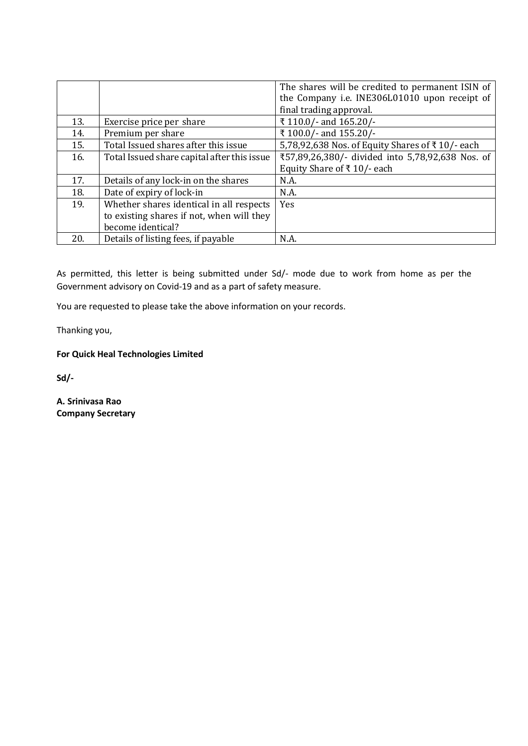| | | |
|---|---|---|
| | | The shares will be credited to permanent ISIN of the Company i.e. INE306L01010 upon receipt of final trading approval. |
| 13. | Exercise price per share | ₹ 110.0/- and 165.20/- |
| 14. | Premium per share | ₹ 100.0/- and 155.20/- |
| 15. | Total Issued shares after this issue | 5,78,92,638 Nos. of Equity Shares of ₹ 10/- each |
| 16. | Total Issued share capital after this issue | ₹57,89,26,380/- divided into 5,78,92,638 Nos. of Equity Share of ₹ 10/- each |
| 17. | Details of any lock-in on the shares | N.A. |
| 18. | Date of expiry of lock-in | N.A. |
| 19. | Whether shares identical in all respects to existing shares if not, when will they become identical? | Yes |
| 20. | Details of listing fees, if payable | N.A. |

As permitted, this letter is being submitted under Sd/- mode due to work from home as per the Government advisory on Covid-19 and as a part of safety measure.

You are requested to please take the above information on your records.

Thanking you,

**For Quick Heal Technologies Limited**

**Sd/-**

**A. Srinivasa Rao**
**Company Secretary**